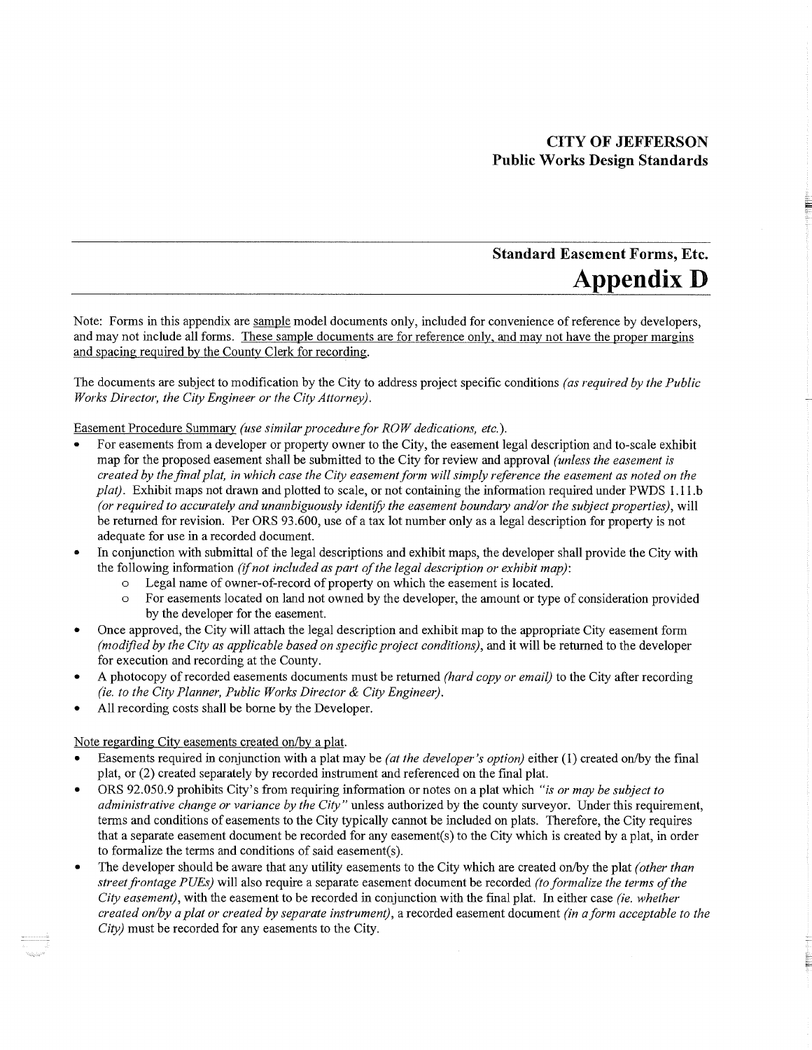**CITY OF JEFFERSON**
**Public Works Design Standards**

## Standard Easement Forms, Etc.
# Appendix D

Note: Forms in this appendix are sample model documents only, included for convenience of reference by developers, and may not include all forms. These sample documents are for reference only, and may not have the proper margins and spacing required by the County Clerk for recording.

The documents are subject to modification by the City to address project specific conditions *(as required by the Public Works Director, the City Engineer or the City Attorney).*

Easement Procedure Summary *(use similar procedure for ROW dedications, etc.).*

- For easements from a developer or property owner to the City, the easement legal description and to-scale exhibit map for the proposed easement shall be submitted to the City for review and approval *(unless the easement is created by the final plat, in which case the City easement form will simply reference the easement as noted on the plat).* Exhibit maps not drawn and plotted to scale, or not containing the information required under PWDS 1.11.b *(or required to accurately and unambiguously identify the easement boundary and/or the subject properties),* will be returned for revision. Per ORS 93.600, use of a tax lot number only as a legal description for property is not adequate for use in a recorded document.
- In conjunction with submittal of the legal descriptions and exhibit maps, the developer shall provide the City with the following information *(if not included as part of the legal description or exhibit map)*:
  - Legal name of owner-of-record of property on which the easement is located.
  - For easements located on land not owned by the developer, the amount or type of consideration provided by the developer for the easement.
- Once approved, the City will attach the legal description and exhibit map to the appropriate City easement form *(modified by the City as applicable based on specific project conditions),* and it will be returned to the developer for execution and recording at the County.
- A photocopy of recorded easements documents must be returned *(hard copy or email)* to the City after recording *(ie. to the City Planner, Public Works Director & City Engineer).*
- All recording costs shall be borne by the Developer.

Note regarding City easements created on/by a plat.

- Easements required in conjunction with a plat may be *(at the developer's option)* either (1) created on/by the final plat, or (2) created separately by recorded instrument and referenced on the final plat.
- ORS 92.050.9 prohibits City's from requiring information or notes on a plat which *"is or may be subject to administrative change or variance by the City"* unless authorized by the county surveyor. Under this requirement, terms and conditions of easements to the City typically cannot be included on plats. Therefore, the City requires that a separate easement document be recorded for any easement(s) to the City which is created by a plat, in order to formalize the terms and conditions of said easement(s).
- The developer should be aware that any utility easements to the City which are created on/by the plat *(other than street frontage PUEs)* will also require a separate easement document be recorded *(to formalize the terms of the City easement),* with the easement to be recorded in conjunction with the final plat. In either case *(ie. whether created on/by a plat or created by separate instrument),* a recorded easement document *(in a form acceptable to the City)* must be recorded for any easements to the City.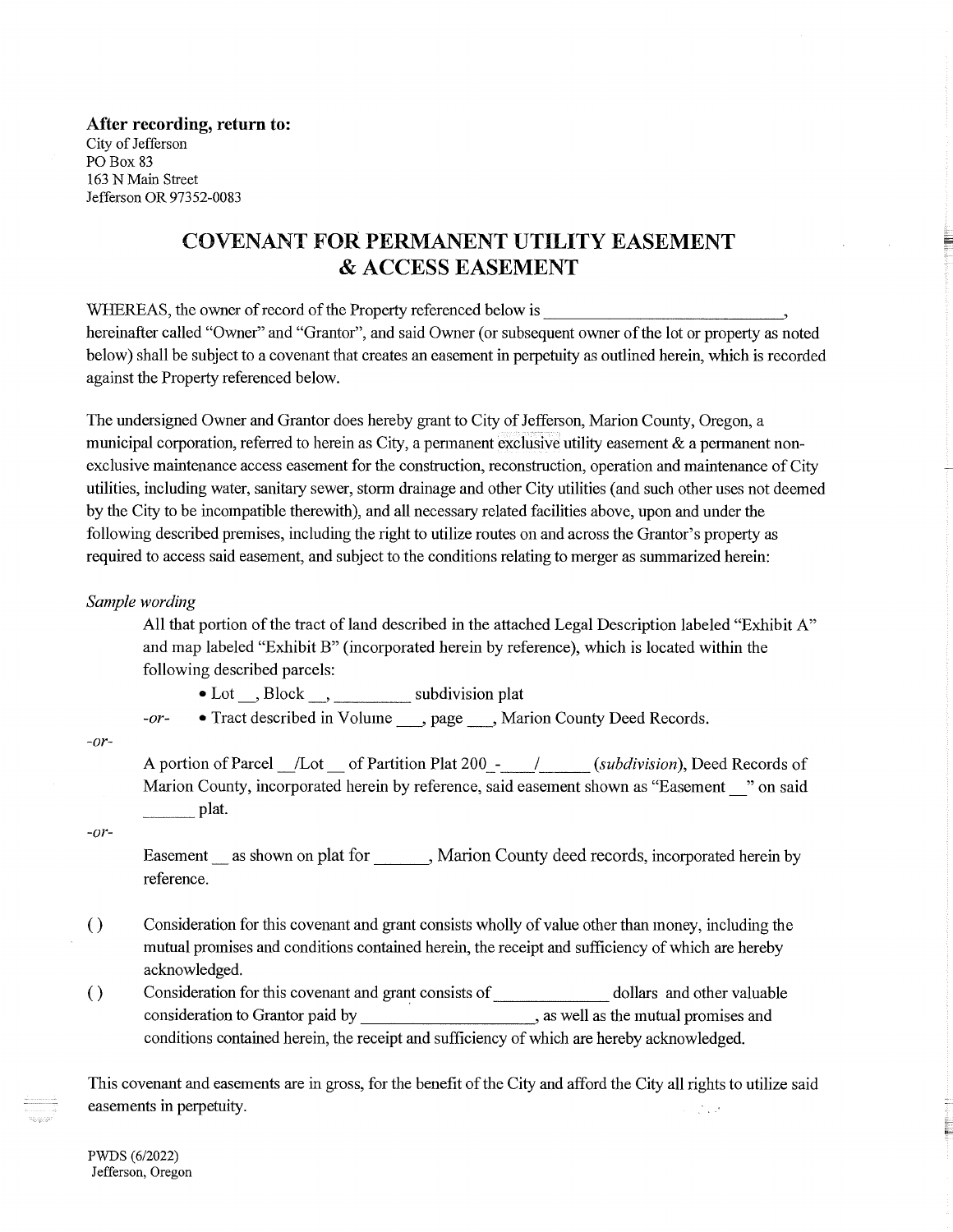**After recording, return to:**
City of Jefferson
PO Box 83
163 N Main Street
Jefferson OR 97352-0083

# COVENANT FOR PERMANENT UTILITY EASEMENT & ACCESS EASEMENT

WHEREAS, the owner of record of the Property referenced below is ______________________________, hereinafter called "Owner" and "Grantor", and said Owner (or subsequent owner of the lot or property as noted below) shall be subject to a covenant that creates an easement in perpetuity as outlined herein, which is recorded against the Property referenced below.

The undersigned Owner and Grantor does hereby grant to City of Jefferson, Marion County, Oregon, a municipal corporation, referred to herein as City, a permanent exclusive utility easement & a permanent non-exclusive maintenance access easement for the construction, reconstruction, operation and maintenance of City utilities, including water, sanitary sewer, storm drainage and other City utilities (and such other uses not deemed by the City to be incompatible therewith), and all necessary related facilities above, upon and under the following described premises, including the right to utilize routes on and across the Grantor's property as required to access said easement, and subject to the conditions relating to merger as summarized herein:

*Sample wording*

All that portion of the tract of land described in the attached Legal Description labeled "Exhibit A" and map labeled "Exhibit B" (incorporated herein by reference), which is located within the following described parcels:

- Lot __, Block __, _________ subdivision plat

*-or-* • Tract described in Volume ___, page ___, Marion County Deed Records.

*-or-*

A portion of Parcel __/Lot __ of Partition Plat 200_-____/______ (*subdivision*), Deed Records of Marion County, incorporated herein by reference, said easement shown as "Easement __" on said ______ plat.

*-or-*

Easement __ as shown on plat for ______, Marion County deed records, incorporated herein by reference.

( ) Consideration for this covenant and grant consists wholly of value other than money, including the mutual promises and conditions contained herein, the receipt and sufficiency of which are hereby acknowledged.

( ) Consideration for this covenant and grant consists of _____________ dollars and other valuable consideration to Grantor paid by ____________________, as well as the mutual promises and conditions contained herein, the receipt and sufficiency of which are hereby acknowledged.

This covenant and easements are in gross, for the benefit of the City and afford the City all rights to utilize said easements in perpetuity.

PWDS (6/2022)
Jefferson, Oregon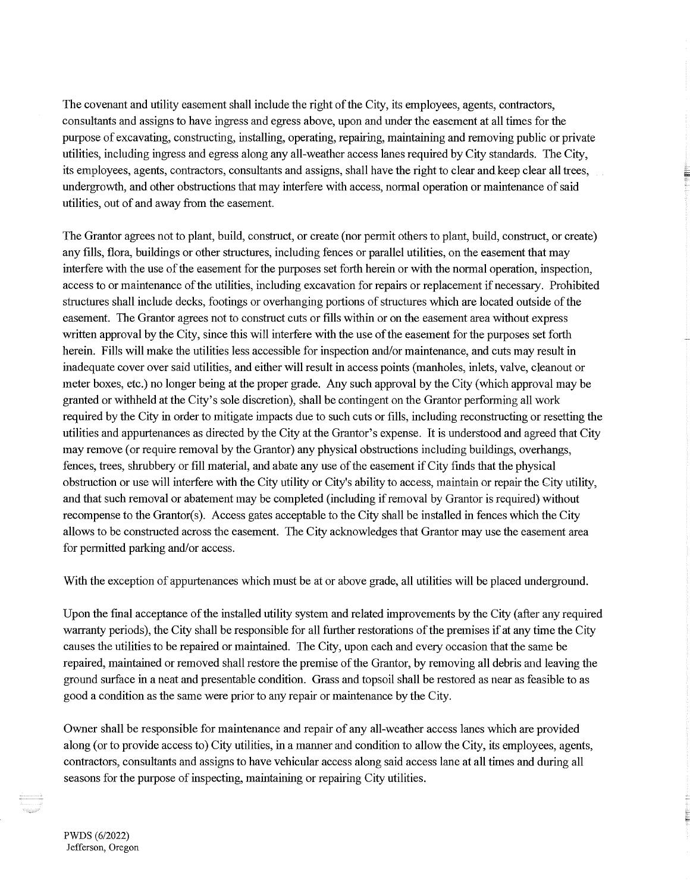The covenant and utility easement shall include the right of the City, its employees, agents, contractors, consultants and assigns to have ingress and egress above, upon and under the easement at all times for the purpose of excavating, constructing, installing, operating, repairing, maintaining and removing public or private utilities, including ingress and egress along any all-weather access lanes required by City standards. The City, its employees, agents, contractors, consultants and assigns, shall have the right to clear and keep clear all trees, undergrowth, and other obstructions that may interfere with access, normal operation or maintenance of said utilities, out of and away from the easement.

The Grantor agrees not to plant, build, construct, or create (nor permit others to plant, build, construct, or create) any fills, flora, buildings or other structures, including fences or parallel utilities, on the easement that may interfere with the use of the easement for the purposes set forth herein or with the normal operation, inspection, access to or maintenance of the utilities, including excavation for repairs or replacement if necessary. Prohibited structures shall include decks, footings or overhanging portions of structures which are located outside of the easement. The Grantor agrees not to construct cuts or fills within or on the easement area without express written approval by the City, since this will interfere with the use of the easement for the purposes set forth herein. Fills will make the utilities less accessible for inspection and/or maintenance, and cuts may result in inadequate cover over said utilities, and either will result in access points (manholes, inlets, valve, cleanout or meter boxes, etc.) no longer being at the proper grade. Any such approval by the City (which approval may be granted or withheld at the City's sole discretion), shall be contingent on the Grantor performing all work required by the City in order to mitigate impacts due to such cuts or fills, including reconstructing or resetting the utilities and appurtenances as directed by the City at the Grantor's expense. It is understood and agreed that City may remove (or require removal by the Grantor) any physical obstructions including buildings, overhangs, fences, trees, shrubbery or fill material, and abate any use of the easement if City finds that the physical obstruction or use will interfere with the City utility or City's ability to access, maintain or repair the City utility, and that such removal or abatement may be completed (including if removal by Grantor is required) without recompense to the Grantor(s). Access gates acceptable to the City shall be installed in fences which the City allows to be constructed across the easement. The City acknowledges that Grantor may use the easement area for permitted parking and/or access.

With the exception of appurtenances which must be at or above grade, all utilities will be placed underground.

Upon the final acceptance of the installed utility system and related improvements by the City (after any required warranty periods), the City shall be responsible for all further restorations of the premises if at any time the City causes the utilities to be repaired or maintained. The City, upon each and every occasion that the same be repaired, maintained or removed shall restore the premise of the Grantor, by removing all debris and leaving the ground surface in a neat and presentable condition. Grass and topsoil shall be restored as near as feasible to as good a condition as the same were prior to any repair or maintenance by the City.

Owner shall be responsible for maintenance and repair of any all-weather access lanes which are provided along (or to provide access to) City utilities, in a manner and condition to allow the City, its employees, agents, contractors, consultants and assigns to have vehicular access along said access lane at all times and during all seasons for the purpose of inspecting, maintaining or repairing City utilities.

PWDS (6/2022)
Jefferson, Oregon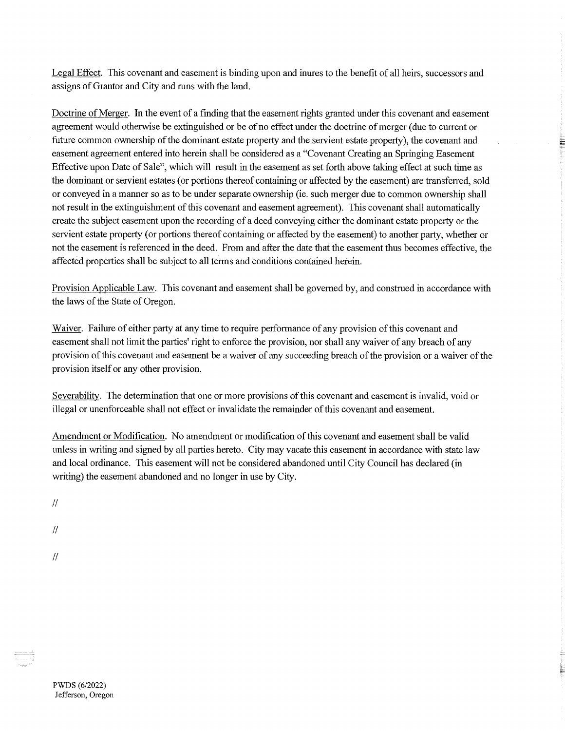Legal Effect. This covenant and easement is binding upon and inures to the benefit of all heirs, successors and assigns of Grantor and City and runs with the land.

Doctrine of Merger. In the event of a finding that the easement rights granted under this covenant and easement agreement would otherwise be extinguished or be of no effect under the doctrine of merger (due to current or future common ownership of the dominant estate property and the servient estate property), the covenant and easement agreement entered into herein shall be considered as a "Covenant Creating an Springing Easement Effective upon Date of Sale", which will result in the easement as set forth above taking effect at such time as the dominant or servient estates (or portions thereof containing or affected by the easement) are transferred, sold or conveyed in a manner so as to be under separate ownership (ie. such merger due to common ownership shall not result in the extinguishment of this covenant and easement agreement). This covenant shall automatically create the subject easement upon the recording of a deed conveying either the dominant estate property or the servient estate property (or portions thereof containing or affected by the easement) to another party, whether or not the easement is referenced in the deed. From and after the date that the easement thus becomes effective, the affected properties shall be subject to all terms and conditions contained herein.

Provision Applicable Law. This covenant and easement shall be governed by, and construed in accordance with the laws of the State of Oregon.

Waiver. Failure of either party at any time to require performance of any provision of this covenant and easement shall not limit the parties' right to enforce the provision, nor shall any waiver of any breach of any provision of this covenant and easement be a waiver of any succeeding breach of the provision or a waiver of the provision itself or any other provision.

Severability. The determination that one or more provisions of this covenant and easement is invalid, void or illegal or unenforceable shall not effect or invalidate the remainder of this covenant and easement.

Amendment or Modification. No amendment or modification of this covenant and easement shall be valid unless in writing and signed by all parties hereto. City may vacate this easement in accordance with state law and local ordinance. This easement will not be considered abandoned until City Council has declared (in writing) the easement abandoned and no longer in use by City.

//

//

//

PWDS (6/2022)
Jefferson, Oregon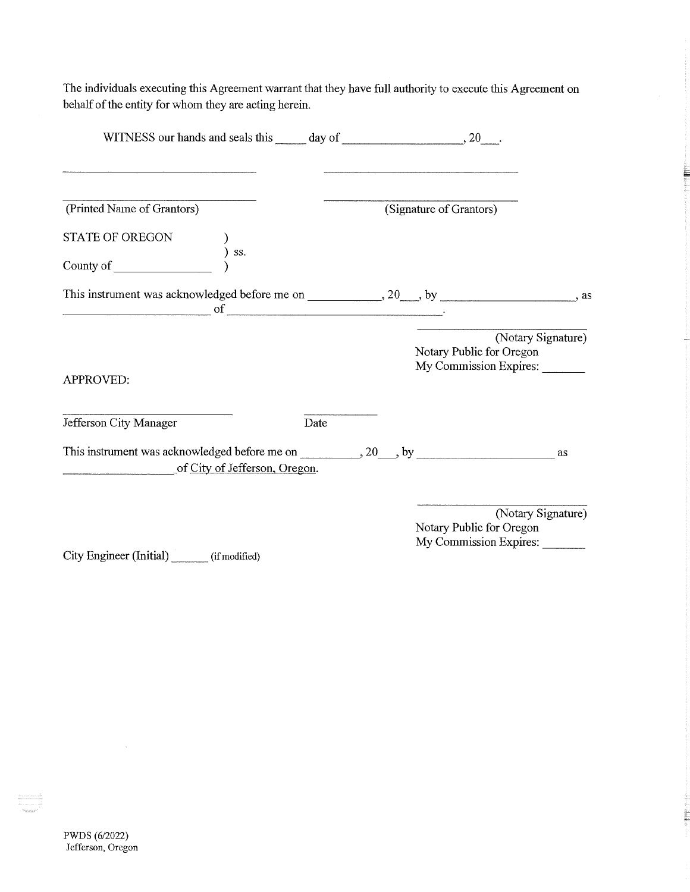The individuals executing this Agreement warrant that they have full authority to execute this Agreement on behalf of the entity for whom they are acting herein.

WITNESS our hands and seals this _____ day of ___________________, 20___.

______________________________ ______________________________

______________________________ ______________________________

(Printed Name of Grantors) (Signature of Grantors)

STATE OF OREGON )
) ss.
County of _______________ )

This instrument was acknowledged before me on ___________, 20___, by ____________________, as ______________________ of ____________________________________.

______________________
(Notary Signature)
Notary Public for Oregon
My Commission Expires: _______

APPROVED:

__________________________ ____________

Jefferson City Manager Date

This instrument was acknowledged before me on _________, 20___, by ____________________ as __________________ of City of Jefferson, Oregon.

______________________
(Notary Signature)
Notary Public for Oregon
My Commission Expires: _______

City Engineer (Initial) ______ (if modified)

PWDS (6/2022)
Jefferson, Oregon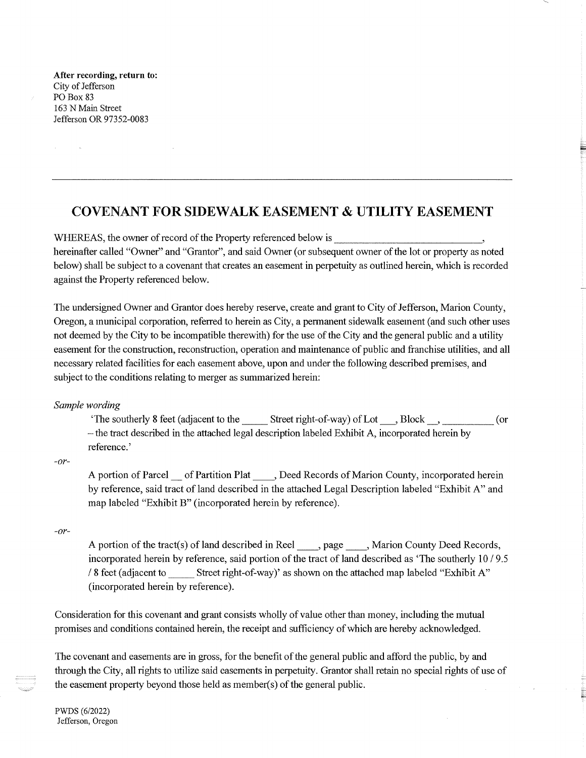**After recording, return to:**
City of Jefferson
PO Box 83
163 N Main Street
Jefferson OR 97352-0083

---

# COVENANT FOR SIDEWALK EASEMENT & UTILITY EASEMENT

WHEREAS, the owner of record of the Property referenced below is ______________________________, hereinafter called "Owner" and "Grantor", and said Owner (or subsequent owner of the lot or property as noted below) shall be subject to a covenant that creates an easement in perpetuity as outlined herein, which is recorded against the Property referenced below.

The undersigned Owner and Grantor does hereby reserve, create and grant to City of Jefferson, Marion County, Oregon, a municipal corporation, referred to herein as City, a permanent sidewalk easement (and such other uses not deemed by the City to be incompatible therewith) for the use of the City and the general public and a utility easement for the construction, reconstruction, operation and maintenance of public and franchise utilities, and all necessary related facilities for each easement above, upon and under the following described premises, and subject to the conditions relating to merger as summarized herein:

*Sample wording*

> 'The southerly 8 feet (adjacent to the _____ Street right-of-way) of Lot ___, Block __, __________ (or – the tract described in the attached legal description labeled Exhibit A, incorporated herein by reference.'

*-or-*

> A portion of Parcel __ of Partition Plat ____, Deed Records of Marion County, incorporated herein by reference, said tract of land described in the attached Legal Description labeled "Exhibit A" and map labeled "Exhibit B" (incorporated herein by reference).

*-or-*

> A portion of the tract(s) of land described in Reel ____, page ____, Marion County Deed Records, incorporated herein by reference, said portion of the tract of land described as 'The southerly 10 / 9.5 / 8 feet (adjacent to _____ Street right-of-way)' as shown on the attached map labeled "Exhibit A" (incorporated herein by reference).

Consideration for this covenant and grant consists wholly of value other than money, including the mutual promises and conditions contained herein, the receipt and sufficiency of which are hereby acknowledged.

The covenant and easements are in gross, for the benefit of the general public and afford the public, by and through the City, all rights to utilize said easements in perpetuity. Grantor shall retain no special rights of use of the easement property beyond those held as member(s) of the general public.

PWDS (6/2022)
Jefferson, Oregon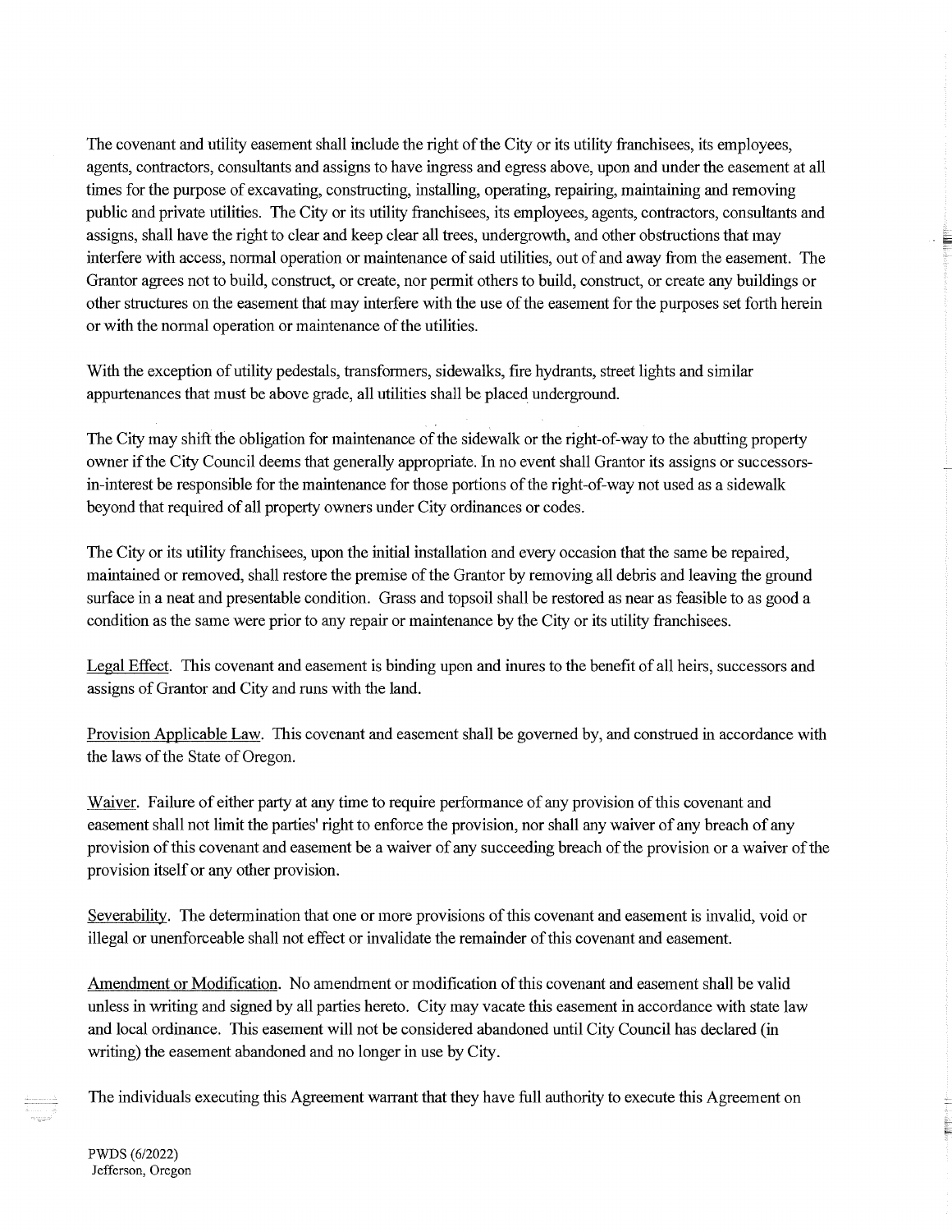The covenant and utility easement shall include the right of the City or its utility franchisees, its employees, agents, contractors, consultants and assigns to have ingress and egress above, upon and under the easement at all times for the purpose of excavating, constructing, installing, operating, repairing, maintaining and removing public and private utilities. The City or its utility franchisees, its employees, agents, contractors, consultants and assigns, shall have the right to clear and keep clear all trees, undergrowth, and other obstructions that may interfere with access, normal operation or maintenance of said utilities, out of and away from the easement. The Grantor agrees not to build, construct, or create, nor permit others to build, construct, or create any buildings or other structures on the easement that may interfere with the use of the easement for the purposes set forth herein or with the normal operation or maintenance of the utilities.

With the exception of utility pedestals, transformers, sidewalks, fire hydrants, street lights and similar appurtenances that must be above grade, all utilities shall be placed underground.

The City may shift the obligation for maintenance of the sidewalk or the right-of-way to the abutting property owner if the City Council deems that generally appropriate. In no event shall Grantor its assigns or successors-in-interest be responsible for the maintenance for those portions of the right-of-way not used as a sidewalk beyond that required of all property owners under City ordinances or codes.

The City or its utility franchisees, upon the initial installation and every occasion that the same be repaired, maintained or removed, shall restore the premise of the Grantor by removing all debris and leaving the ground surface in a neat and presentable condition. Grass and topsoil shall be restored as near as feasible to as good a condition as the same were prior to any repair or maintenance by the City or its utility franchisees.

Legal Effect. This covenant and easement is binding upon and inures to the benefit of all heirs, successors and assigns of Grantor and City and runs with the land.

Provision Applicable Law. This covenant and easement shall be governed by, and construed in accordance with the laws of the State of Oregon.

Waiver. Failure of either party at any time to require performance of any provision of this covenant and easement shall not limit the parties' right to enforce the provision, nor shall any waiver of any breach of any provision of this covenant and easement be a waiver of any succeeding breach of the provision or a waiver of the provision itself or any other provision.

Severability. The determination that one or more provisions of this covenant and easement is invalid, void or illegal or unenforceable shall not effect or invalidate the remainder of this covenant and easement.

Amendment or Modification. No amendment or modification of this covenant and easement shall be valid unless in writing and signed by all parties hereto. City may vacate this easement in accordance with state law and local ordinance. This easement will not be considered abandoned until City Council has declared (in writing) the easement abandoned and no longer in use by City.

The individuals executing this Agreement warrant that they have full authority to execute this Agreement on

PWDS (6/2022)
Jefferson, Oregon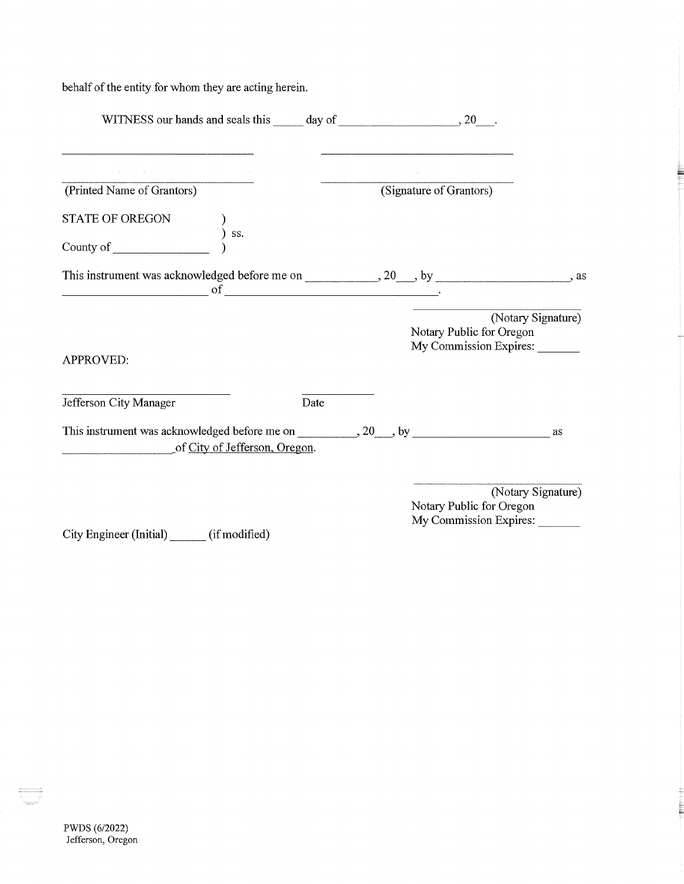behalf of the entity for whom they are acting herein.

WITNESS our hands and seals this _____ day of __________________, 20___.

_______________________________ &nbsp;&nbsp;&nbsp;&nbsp;&nbsp;&nbsp;&nbsp;&nbsp; _______________________________

_______________________________ &nbsp;&nbsp;&nbsp;&nbsp;&nbsp;&nbsp;&nbsp;&nbsp; _______________________________

(Printed Name of Grantors) &nbsp;&nbsp;&nbsp;&nbsp;&nbsp;&nbsp;&nbsp;&nbsp;&nbsp;&nbsp;&nbsp;&nbsp;&nbsp;&nbsp;&nbsp;&nbsp; (Signature of Grantors)

STATE OF OREGON )
) ss.
County of _______________ )

This instrument was acknowledged before me on ___________, 20___, by ____________________, as ________________________ of __________________________________.

_______________________
(Notary Signature)
Notary Public for Oregon
My Commission Expires: _______

APPROVED:

____________________________ &nbsp;&nbsp;&nbsp;&nbsp;&nbsp;&nbsp;&nbsp;&nbsp; ___________

Jefferson City Manager &nbsp;&nbsp;&nbsp;&nbsp;&nbsp;&nbsp;&nbsp;&nbsp;&nbsp;&nbsp;&nbsp;&nbsp;&nbsp;&nbsp;&nbsp;&nbsp;&nbsp;&nbsp;&nbsp;&nbsp;&nbsp;&nbsp;&nbsp;&nbsp; Date

This instrument was acknowledged before me on __________, 20___, by ______________________ as __________________ of City of Jefferson, Oregon.

_______________________
(Notary Signature)
Notary Public for Oregon
My Commission Expires: _______

City Engineer (Initial) ______ (if modified)

PWDS (6/2022)
Jefferson, Oregon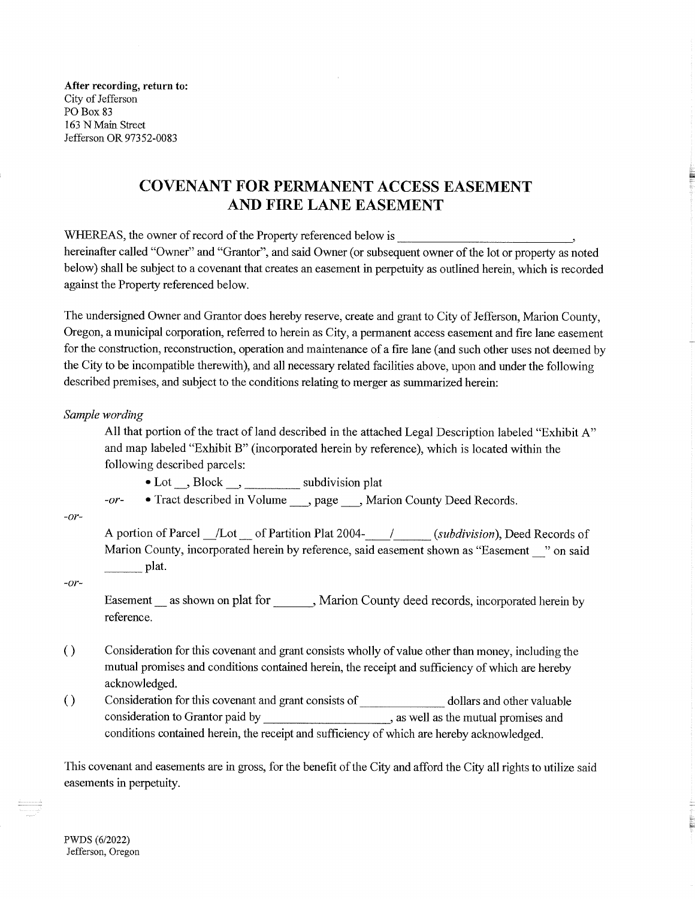**After recording, return to:**
City of Jefferson
PO Box 83
163 N Main Street
Jefferson OR 97352-0083

# COVENANT FOR PERMANENT ACCESS EASEMENT AND FIRE LANE EASEMENT

WHEREAS, the owner of record of the Property referenced below is ______________________________, hereinafter called "Owner" and "Grantor", and said Owner (or subsequent owner of the lot or property as noted below) shall be subject to a covenant that creates an easement in perpetuity as outlined herein, which is recorded against the Property referenced below.

The undersigned Owner and Grantor does hereby reserve, create and grant to City of Jefferson, Marion County, Oregon, a municipal corporation, referred to herein as City, a permanent access easement and fire lane easement for the construction, reconstruction, operation and maintenance of a fire lane (and such other uses not deemed by the City to be incompatible therewith), and all necessary related facilities above, upon and under the following described premises, and subject to the conditions relating to merger as summarized herein:

*Sample wording*

All that portion of the tract of land described in the attached Legal Description labeled "Exhibit A" and map labeled "Exhibit B" (incorporated herein by reference), which is located within the following described parcels:

- Lot __, Block __, _________ subdivision plat

*-or-* • Tract described in Volume ___, page ___, Marion County Deed Records.

*-or-*

A portion of Parcel __/Lot __ of Partition Plat 2004-____/______ (*subdivision*), Deed Records of Marion County, incorporated herein by reference, said easement shown as "Easement __" on said ______ plat.

*-or-*

Easement __ as shown on plat for ______, Marion County deed records, incorporated herein by reference.

( ) Consideration for this covenant and grant consists wholly of value other than money, including the mutual promises and conditions contained herein, the receipt and sufficiency of which are hereby acknowledged.

( ) Consideration for this covenant and grant consists of ______________ dollars and other valuable consideration to Grantor paid by ____________________, as well as the mutual promises and conditions contained herein, the receipt and sufficiency of which are hereby acknowledged.

This covenant and easements are in gross, for the benefit of the City and afford the City all rights to utilize said easements in perpetuity.

PWDS (6/2022)
Jefferson, Oregon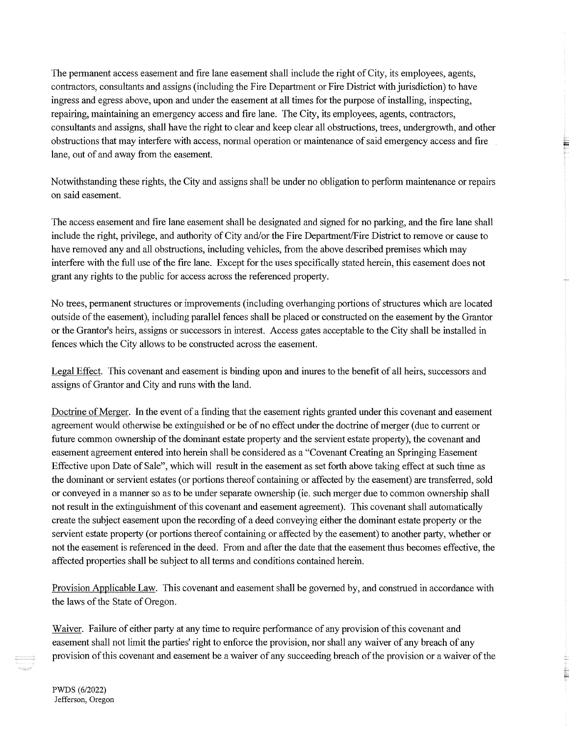The permanent access easement and fire lane easement shall include the right of City, its employees, agents, contractors, consultants and assigns (including the Fire Department or Fire District with jurisdiction) to have ingress and egress above, upon and under the easement at all times for the purpose of installing, inspecting, repairing, maintaining an emergency access and fire lane. The City, its employees, agents, contractors, consultants and assigns, shall have the right to clear and keep clear all obstructions, trees, undergrowth, and other obstructions that may interfere with access, normal operation or maintenance of said emergency access and fire lane, out of and away from the easement.

Notwithstanding these rights, the City and assigns shall be under no obligation to perform maintenance or repairs on said easement.

The access easement and fire lane easement shall be designated and signed for no parking, and the fire lane shall include the right, privilege, and authority of City and/or the Fire Department/Fire District to remove or cause to have removed any and all obstructions, including vehicles, from the above described premises which may interfere with the full use of the fire lane. Except for the uses specifically stated herein, this easement does not grant any rights to the public for access across the referenced property.

No trees, permanent structures or improvements (including overhanging portions of structures which are located outside of the easement), including parallel fences shall be placed or constructed on the easement by the Grantor or the Grantor's heirs, assigns or successors in interest. Access gates acceptable to the City shall be installed in fences which the City allows to be constructed across the easement.

Legal Effect. This covenant and easement is binding upon and inures to the benefit of all heirs, successors and assigns of Grantor and City and runs with the land.

Doctrine of Merger. In the event of a finding that the easement rights granted under this covenant and easement agreement would otherwise be extinguished or be of no effect under the doctrine of merger (due to current or future common ownership of the dominant estate property and the servient estate property), the covenant and easement agreement entered into herein shall be considered as a "Covenant Creating an Springing Easement Effective upon Date of Sale", which will result in the easement as set forth above taking effect at such time as the dominant or servient estates (or portions thereof containing or affected by the easement) are transferred, sold or conveyed in a manner so as to be under separate ownership (ie. such merger due to common ownership shall not result in the extinguishment of this covenant and easement agreement). This covenant shall automatically create the subject easement upon the recording of a deed conveying either the dominant estate property or the servient estate property (or portions thereof containing or affected by the easement) to another party, whether or not the easement is referenced in the deed. From and after the date that the easement thus becomes effective, the affected properties shall be subject to all terms and conditions contained herein.

Provision Applicable Law. This covenant and easement shall be governed by, and construed in accordance with the laws of the State of Oregon.

Waiver. Failure of either party at any time to require performance of any provision of this covenant and easement shall not limit the parties' right to enforce the provision, nor shall any waiver of any breach of any provision of this covenant and easement be a waiver of any succeeding breach of the provision or a waiver of the

PWDS (6/2022)
Jefferson, Oregon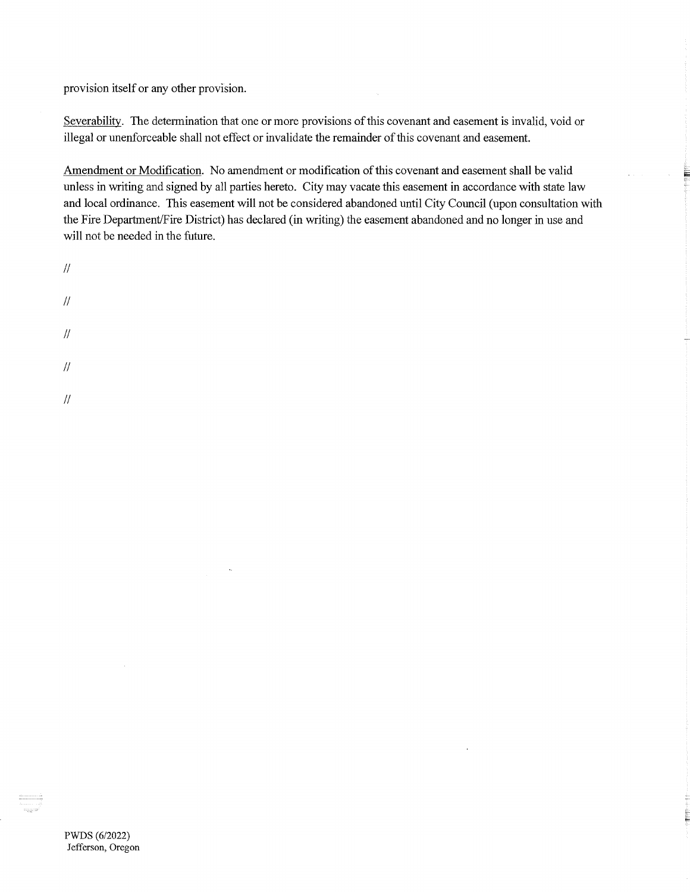provision itself or any other provision.

Severability. The determination that one or more provisions of this covenant and easement is invalid, void or illegal or unenforceable shall not effect or invalidate the remainder of this covenant and easement.

Amendment or Modification. No amendment or modification of this covenant and easement shall be valid unless in writing and signed by all parties hereto. City may vacate this easement in accordance with state law and local ordinance. This easement will not be considered abandoned until City Council (upon consultation with the Fire Department/Fire District) has declared (in writing) the easement abandoned and no longer in use and will not be needed in the future.

//

//

//

//

//

PWDS (6/2022)
Jefferson, Oregon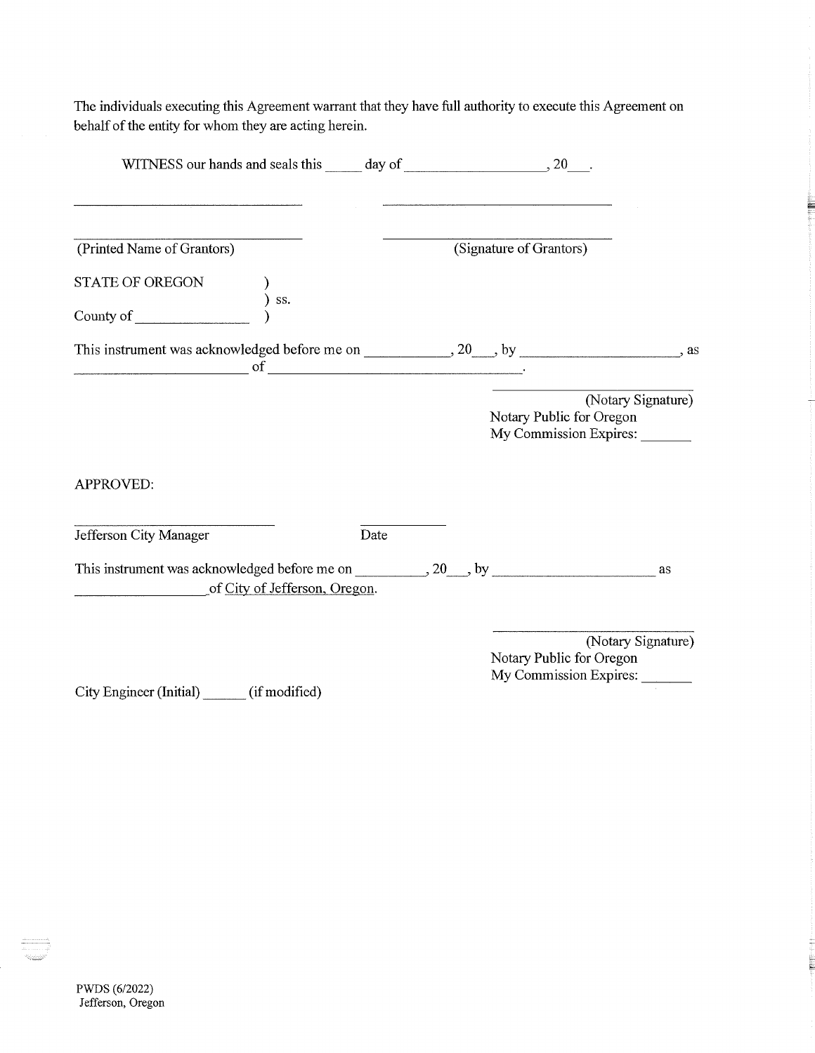The individuals executing this Agreement warrant that they have full authority to execute this Agreement on behalf of the entity for whom they are acting herein.

WITNESS our hands and seals this _____ day of ___________________, 20___.

_________________________________ _________________________________

_________________________________ _________________________________

(Printed Name of Grantors) (Signature of Grantors)

STATE OF OREGON )
) ss.
County of ________________ )

This instrument was acknowledged before me on ___________, 20___, by _____________________, as _______________________ of ___________________________________.

_____________________________
(Notary Signature)
Notary Public for Oregon
My Commission Expires: _______

APPROVED:

___________________________ ___________

Jefferson City Manager Date

This instrument was acknowledged before me on __________, 20___, by _______________________ as __________________of City of Jefferson, Oregon.

_____________________________
(Notary Signature)
Notary Public for Oregon
My Commission Expires: _______

City Engineer (Initial) ______ (if modified)

PWDS (6/2022)
Jefferson, Oregon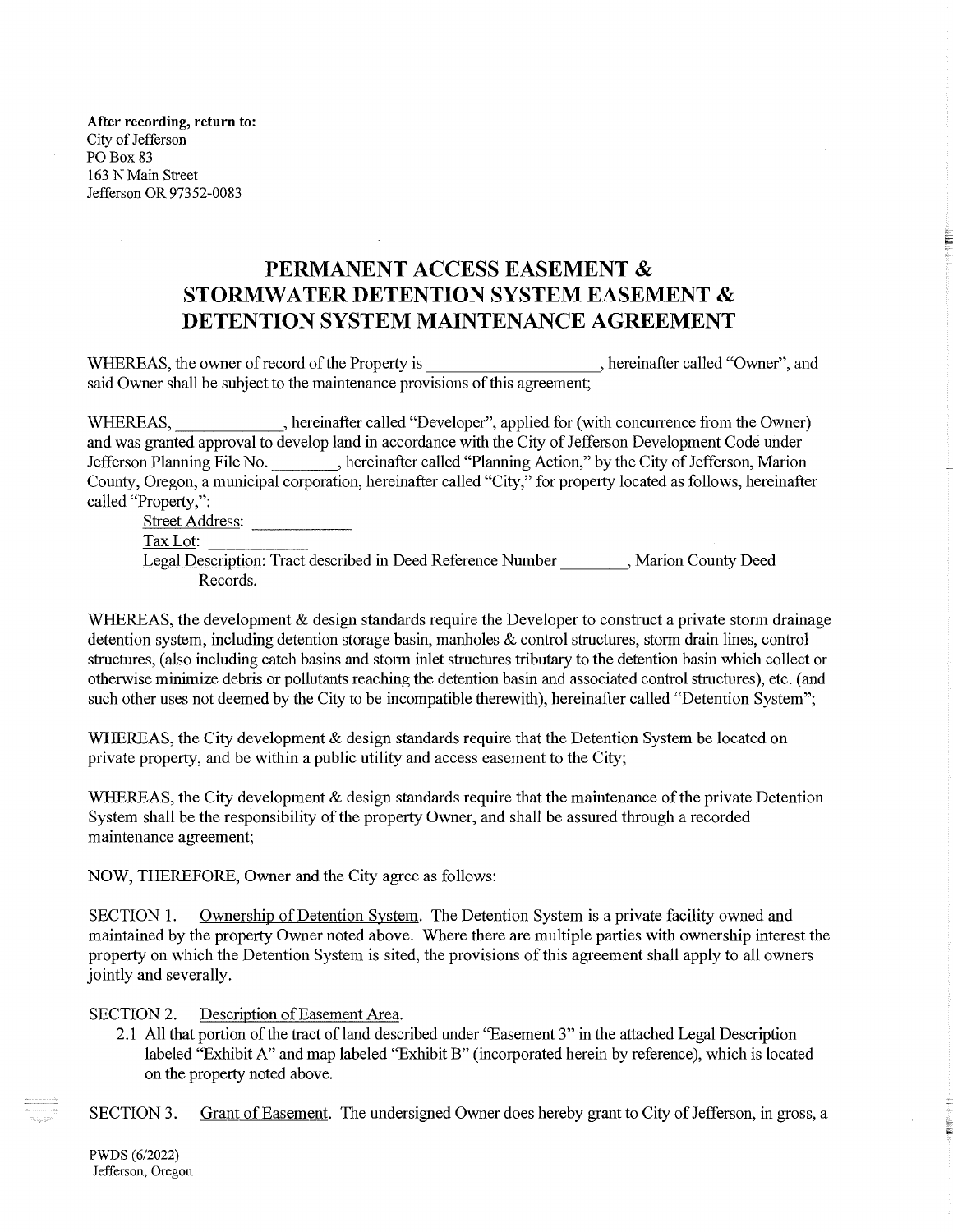**After recording, return to:**
City of Jefferson
PO Box 83
163 N Main Street
Jefferson OR 97352-0083

# PERMANENT ACCESS EASEMENT & STORMWATER DETENTION SYSTEM EASEMENT & DETENTION SYSTEM MAINTENANCE AGREEMENT

WHEREAS, the owner of record of the Property is ____________________, hereinafter called "Owner", and said Owner shall be subject to the maintenance provisions of this agreement;

WHEREAS, _____________, hereinafter called "Developer", applied for (with concurrence from the Owner) and was granted approval to develop land in accordance with the City of Jefferson Development Code under Jefferson Planning File No. ________, hereinafter called "Planning Action," by the City of Jefferson, Marion County, Oregon, a municipal corporation, hereinafter called "City," for property located as follows, hereinafter called "Property,":

Street Address: _____________

Tax Lot: _____________

Legal Description: Tract described in Deed Reference Number ________, Marion County Deed Records.

WHEREAS, the development & design standards require the Developer to construct a private storm drainage detention system, including detention storage basin, manholes & control structures, storm drain lines, control structures, (also including catch basins and storm inlet structures tributary to the detention basin which collect or otherwise minimize debris or pollutants reaching the detention basin and associated control structures), etc. (and such other uses not deemed by the City to be incompatible therewith), hereinafter called "Detention System";

WHEREAS, the City development & design standards require that the Detention System be located on private property, and be within a public utility and access easement to the City;

WHEREAS, the City development & design standards require that the maintenance of the private Detention System shall be the responsibility of the property Owner, and shall be assured through a recorded maintenance agreement;

NOW, THEREFORE, Owner and the City agree as follows:

SECTION 1. Ownership of Detention System. The Detention System is a private facility owned and maintained by the property Owner noted above. Where there are multiple parties with ownership interest the property on which the Detention System is sited, the provisions of this agreement shall apply to all owners jointly and severally.

SECTION 2. Description of Easement Area.

2.1 All that portion of the tract of land described under "Easement 3" in the attached Legal Description labeled "Exhibit A" and map labeled "Exhibit B" (incorporated herein by reference), which is located on the property noted above.

SECTION 3. Grant of Easement. The undersigned Owner does hereby grant to City of Jefferson, in gross, a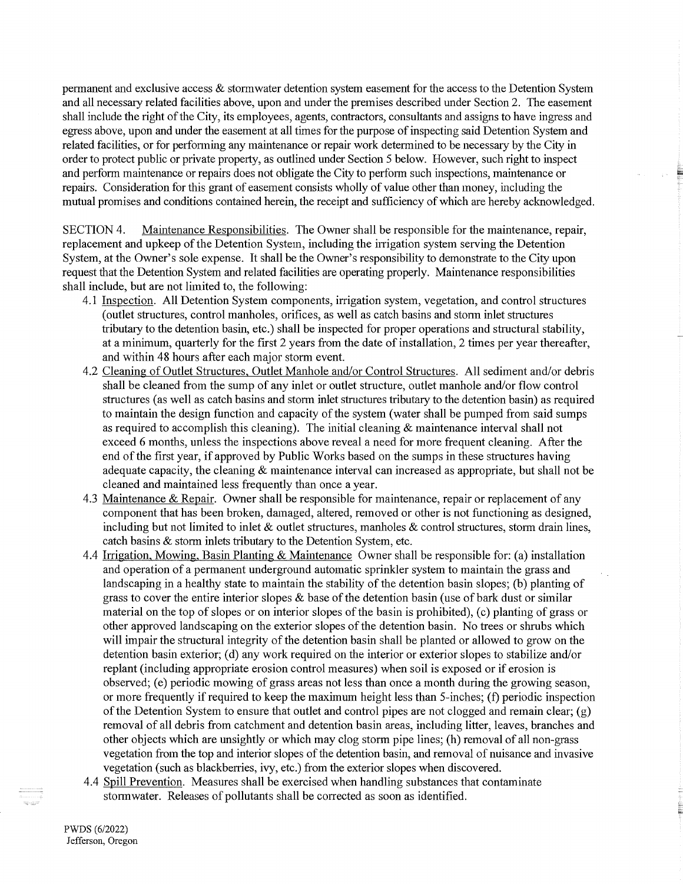permanent and exclusive access & stormwater detention system easement for the access to the Detention System and all necessary related facilities above, upon and under the premises described under Section 2. The easement shall include the right of the City, its employees, agents, contractors, consultants and assigns to have ingress and egress above, upon and under the easement at all times for the purpose of inspecting said Detention System and related facilities, or for performing any maintenance or repair work determined to be necessary by the City in order to protect public or private property, as outlined under Section 5 below. However, such right to inspect and perform maintenance or repairs does not obligate the City to perform such inspections, maintenance or repairs. Consideration for this grant of easement consists wholly of value other than money, including the mutual promises and conditions contained herein, the receipt and sufficiency of which are hereby acknowledged.

SECTION 4. Maintenance Responsibilities. The Owner shall be responsible for the maintenance, repair, replacement and upkeep of the Detention System, including the irrigation system serving the Detention System, at the Owner's sole expense. It shall be the Owner's responsibility to demonstrate to the City upon request that the Detention System and related facilities are operating properly. Maintenance responsibilities shall include, but are not limited to, the following:

4.1 Inspection. All Detention System components, irrigation system, vegetation, and control structures (outlet structures, control manholes, orifices, as well as catch basins and storm inlet structures tributary to the detention basin, etc.) shall be inspected for proper operations and structural stability, at a minimum, quarterly for the first 2 years from the date of installation, 2 times per year thereafter, and within 48 hours after each major storm event.

4.2 Cleaning of Outlet Structures, Outlet Manhole and/or Control Structures. All sediment and/or debris shall be cleaned from the sump of any inlet or outlet structure, outlet manhole and/or flow control structures (as well as catch basins and storm inlet structures tributary to the detention basin) as required to maintain the design function and capacity of the system (water shall be pumped from said sumps as required to accomplish this cleaning). The initial cleaning & maintenance interval shall not exceed 6 months, unless the inspections above reveal a need for more frequent cleaning. After the end of the first year, if approved by Public Works based on the sumps in these structures having adequate capacity, the cleaning & maintenance interval can increased as appropriate, but shall not be cleaned and maintained less frequently than once a year.

4.3 Maintenance & Repair. Owner shall be responsible for maintenance, repair or replacement of any component that has been broken, damaged, altered, removed or other is not functioning as designed, including but not limited to inlet & outlet structures, manholes & control structures, storm drain lines, catch basins & storm inlets tributary to the Detention System, etc.

4.4 Irrigation, Mowing, Basin Planting & Maintenance Owner shall be responsible for: (a) installation and operation of a permanent underground automatic sprinkler system to maintain the grass and landscaping in a healthy state to maintain the stability of the detention basin slopes; (b) planting of grass to cover the entire interior slopes & base of the detention basin (use of bark dust or similar material on the top of slopes or on interior slopes of the basin is prohibited), (c) planting of grass or other approved landscaping on the exterior slopes of the detention basin. No trees or shrubs which will impair the structural integrity of the detention basin shall be planted or allowed to grow on the detention basin exterior; (d) any work required on the interior or exterior slopes to stabilize and/or replant (including appropriate erosion control measures) when soil is exposed or if erosion is observed; (e) periodic mowing of grass areas not less than once a month during the growing season, or more frequently if required to keep the maximum height less than 5-inches; (f) periodic inspection of the Detention System to ensure that outlet and control pipes are not clogged and remain clear; (g) removal of all debris from catchment and detention basin areas, including litter, leaves, branches and other objects which are unsightly or which may clog storm pipe lines; (h) removal of all non-grass vegetation from the top and interior slopes of the detention basin, and removal of nuisance and invasive vegetation (such as blackberries, ivy, etc.) from the exterior slopes when discovered.

4.4 Spill Prevention. Measures shall be exercised when handling substances that contaminate stormwater. Releases of pollutants shall be corrected as soon as identified.

PWDS (6/2022)
Jefferson, Oregon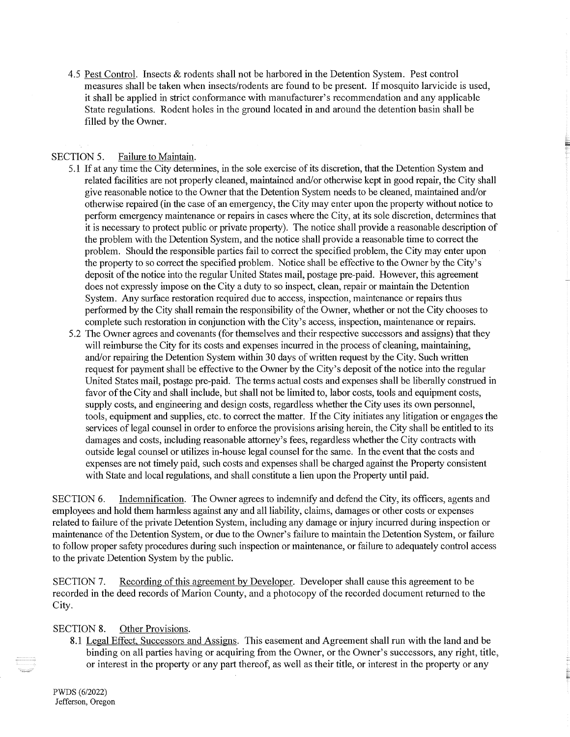4.5 Pest Control. Insects & rodents shall not be harbored in the Detention System. Pest control measures shall be taken when insects/rodents are found to be present. If mosquito larvicide is used, it shall be applied in strict conformance with manufacturer's recommendation and any applicable State regulations. Rodent holes in the ground located in and around the detention basin shall be filled by the Owner.

SECTION 5. Failure to Maintain.

5.1 If at any time the City determines, in the sole exercise of its discretion, that the Detention System and related facilities are not properly cleaned, maintained and/or otherwise kept in good repair, the City shall give reasonable notice to the Owner that the Detention System needs to be cleaned, maintained and/or otherwise repaired (in the case of an emergency, the City may enter upon the property without notice to perform emergency maintenance or repairs in cases where the City, at its sole discretion, determines that it is necessary to protect public or private property). The notice shall provide a reasonable description of the problem with the Detention System, and the notice shall provide a reasonable time to correct the problem. Should the responsible parties fail to correct the specified problem, the City may enter upon the property to so correct the specified problem. Notice shall be effective to the Owner by the City's deposit of the notice into the regular United States mail, postage pre-paid. However, this agreement does not expressly impose on the City a duty to so inspect, clean, repair or maintain the Detention System. Any surface restoration required due to access, inspection, maintenance or repairs thus performed by the City shall remain the responsibility of the Owner, whether or not the City chooses to complete such restoration in conjunction with the City's access, inspection, maintenance or repairs.

5.2 The Owner agrees and covenants (for themselves and their respective successors and assigns) that they will reimburse the City for its costs and expenses incurred in the process of cleaning, maintaining, and/or repairing the Detention System within 30 days of written request by the City. Such written request for payment shall be effective to the Owner by the City's deposit of the notice into the regular United States mail, postage pre-paid. The terms actual costs and expenses shall be liberally construed in favor of the City and shall include, but shall not be limited to, labor costs, tools and equipment costs, supply costs, and engineering and design costs, regardless whether the City uses its own personnel, tools, equipment and supplies, etc. to correct the matter. If the City initiates any litigation or engages the services of legal counsel in order to enforce the provisions arising herein, the City shall be entitled to its damages and costs, including reasonable attorney's fees, regardless whether the City contracts with outside legal counsel or utilizes in-house legal counsel for the same. In the event that the costs and expenses are not timely paid, such costs and expenses shall be charged against the Property consistent with State and local regulations, and shall constitute a lien upon the Property until paid.

SECTION 6. Indemnification. The Owner agrees to indemnify and defend the City, its officers, agents and employees and hold them harmless against any and all liability, claims, damages or other costs or expenses related to failure of the private Detention System, including any damage or injury incurred during inspection or maintenance of the Detention System, or due to the Owner's failure to maintain the Detention System, or failure to follow proper safety procedures during such inspection or maintenance, or failure to adequately control access to the private Detention System by the public.

SECTION 7. Recording of this agreement by Developer. Developer shall cause this agreement to be recorded in the deed records of Marion County, and a photocopy of the recorded document returned to the City.

SECTION 8. Other Provisions.

8.1 Legal Effect, Successors and Assigns. This easement and Agreement shall run with the land and be binding on all parties having or acquiring from the Owner, or the Owner's successors, any right, title, or interest in the property or any part thereof, as well as their title, or interest in the property or any

PWDS (6/2022)
Jefferson, Oregon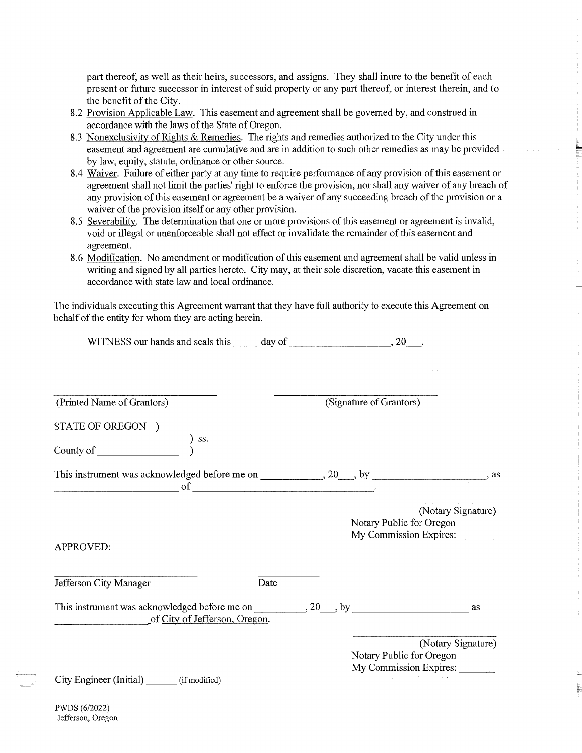part thereof, as well as their heirs, successors, and assigns. They shall inure to the benefit of each present or future successor in interest of said property or any part thereof, or interest therein, and to the benefit of the City.

8.2 Provision Applicable Law. This easement and agreement shall be governed by, and construed in accordance with the laws of the State of Oregon.

8.3 Nonexclusivity of Rights & Remedies. The rights and remedies authorized to the City under this easement and agreement are cumulative and are in addition to such other remedies as may be provided by law, equity, statute, ordinance or other source.

8.4 Waiver. Failure of either party at any time to require performance of any provision of this easement or agreement shall not limit the parties' right to enforce the provision, nor shall any waiver of any breach of any provision of this easement or agreement be a waiver of any succeeding breach of the provision or a waiver of the provision itself or any other provision.

8.5 Severability. The determination that one or more provisions of this easement or agreement is invalid, void or illegal or unenforceable shall not effect or invalidate the remainder of this easement and agreement.

8.6 Modification. No amendment or modification of this easement and agreement shall be valid unless in writing and signed by all parties hereto. City may, at their sole discretion, vacate this easement in accordance with state law and local ordinance.

The individuals executing this Agreement warrant that they have full authority to execute this Agreement on behalf of the entity for whom they are acting herein.

WITNESS our hands and seals this _____ day of ____________________, 20___.

_________________________________ &nbsp;&nbsp;&nbsp;&nbsp; _________________________________

_________________________________ &nbsp;&nbsp;&nbsp;&nbsp; _________________________________

(Printed Name of Grantors) &nbsp;&nbsp;&nbsp;&nbsp; (Signature of Grantors)

STATE OF OREGON )
) ss.
County of ________________ )

This instrument was acknowledged before me on ____________, 20___, by ______________________, as ________________________ of ____________________________________.

_____________________________
(Notary Signature)
Notary Public for Oregon
My Commission Expires: _______

APPROVED:

_____________________________ &nbsp;&nbsp;&nbsp;&nbsp; ____________

Jefferson City Manager &nbsp;&nbsp;&nbsp;&nbsp; Date

This instrument was acknowledged before me on __________, 20___, by _______________________ as ___________________of City of Jefferson, Oregon.

_____________________________
(Notary Signature)
Notary Public for Oregon
My Commission Expires: _______

City Engineer (Initial) ______ (if modified)

PWDS (6/2022)
Jefferson, Oregon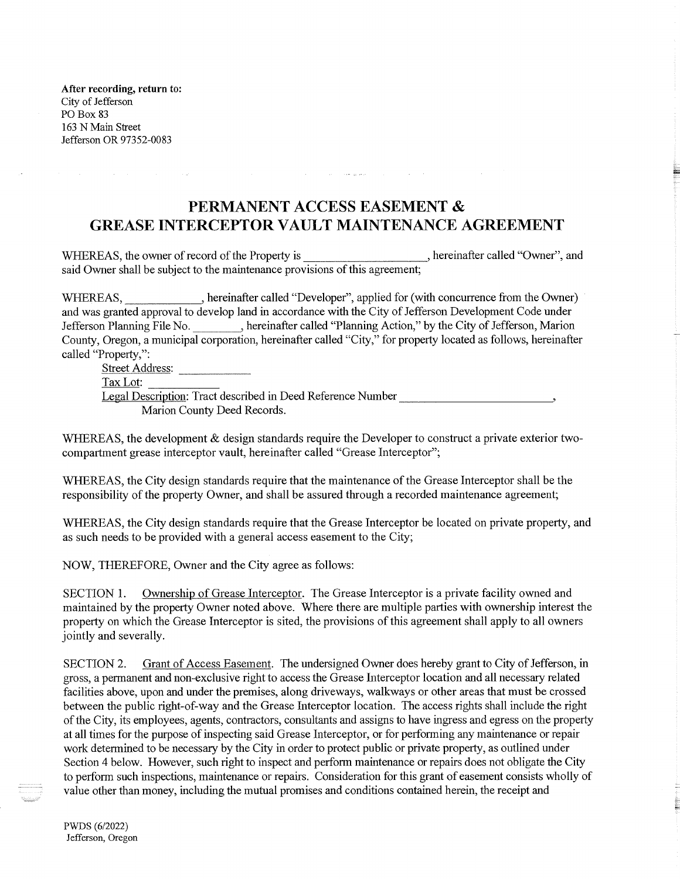**After recording, return to:**
City of Jefferson
PO Box 83
163 N Main Street
Jefferson OR 97352-0083

# PERMANENT ACCESS EASEMENT & GREASE INTERCEPTOR VAULT MAINTENANCE AGREEMENT

WHEREAS, the owner of record of the Property is ____________________, hereinafter called "Owner", and said Owner shall be subject to the maintenance provisions of this agreement;

WHEREAS, ____________, hereinafter called "Developer", applied for (with concurrence from the Owner) and was granted approval to develop land in accordance with the City of Jefferson Development Code under Jefferson Planning File No. ________, hereinafter called "Planning Action," by the City of Jefferson, Marion County, Oregon, a municipal corporation, hereinafter called "City," for property located as follows, hereinafter called "Property,":

Street Address: ____________

Tax Lot: ____________

Legal Description: Tract described in Deed Reference Number __________________________, Marion County Deed Records.

WHEREAS, the development & design standards require the Developer to construct a private exterior two-compartment grease interceptor vault, hereinafter called "Grease Interceptor";

WHEREAS, the City design standards require that the maintenance of the Grease Interceptor shall be the responsibility of the property Owner, and shall be assured through a recorded maintenance agreement;

WHEREAS, the City design standards require that the Grease Interceptor be located on private property, and as such needs to be provided with a general access easement to the City;

NOW, THEREFORE, Owner and the City agree as follows:

SECTION 1. Ownership of Grease Interceptor. The Grease Interceptor is a private facility owned and maintained by the property Owner noted above. Where there are multiple parties with ownership interest the property on which the Grease Interceptor is sited, the provisions of this agreement shall apply to all owners jointly and severally.

SECTION 2. Grant of Access Easement. The undersigned Owner does hereby grant to City of Jefferson, in gross, a permanent and non-exclusive right to access the Grease Interceptor location and all necessary related facilities above, upon and under the premises, along driveways, walkways or other areas that must be crossed between the public right-of-way and the Grease Interceptor location. The access rights shall include the right of the City, its employees, agents, contractors, consultants and assigns to have ingress and egress on the property at all times for the purpose of inspecting said Grease Interceptor, or for performing any maintenance or repair work determined to be necessary by the City in order to protect public or private property, as outlined under Section 4 below. However, such right to inspect and perform maintenance or repairs does not obligate the City to perform such inspections, maintenance or repairs. Consideration for this grant of easement consists wholly of value other than money, including the mutual promises and conditions contained herein, the receipt and

PWDS (6/2022)
Jefferson, Oregon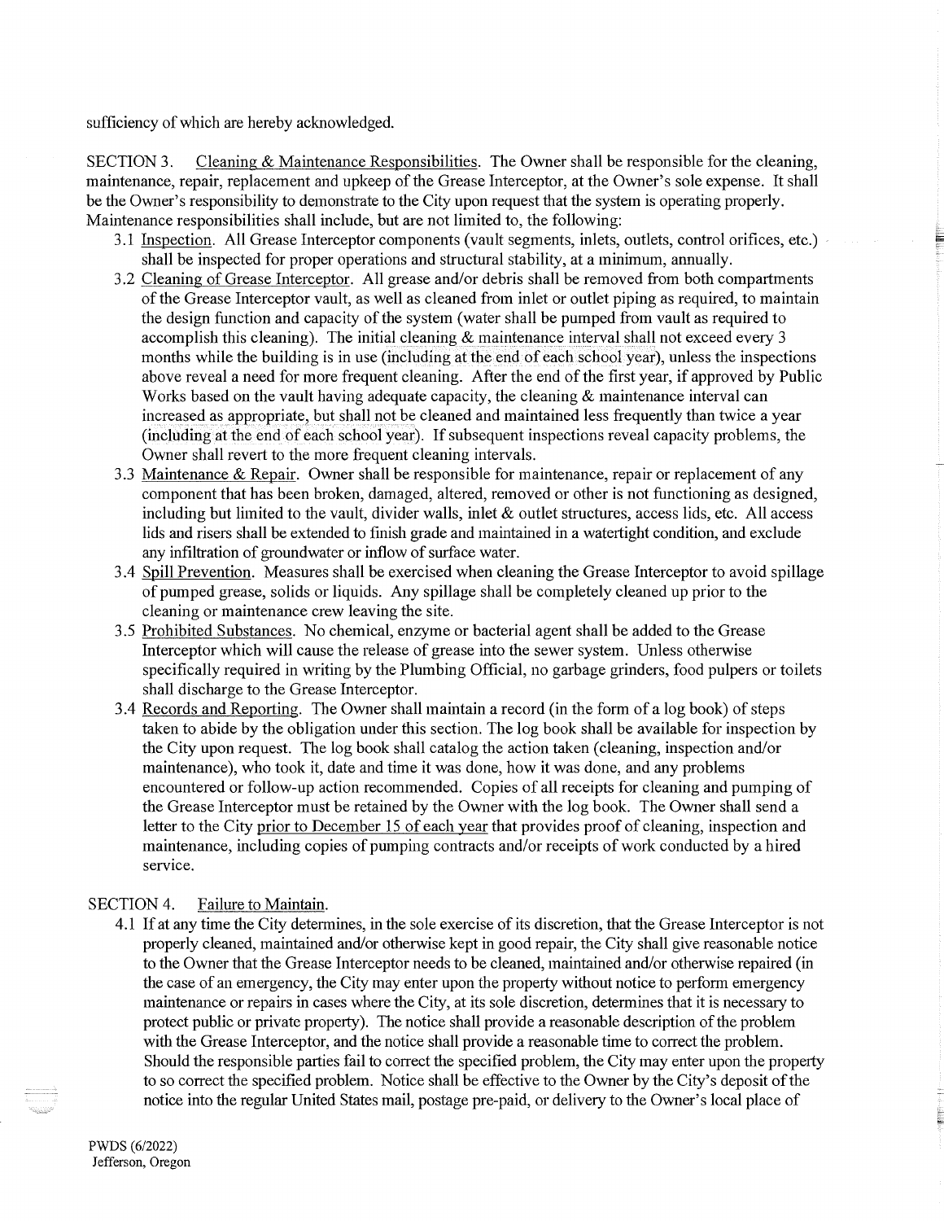sufficiency of which are hereby acknowledged.

SECTION 3. Cleaning & Maintenance Responsibilities. The Owner shall be responsible for the cleaning, maintenance, repair, replacement and upkeep of the Grease Interceptor, at the Owner's sole expense. It shall be the Owner's responsibility to demonstrate to the City upon request that the system is operating properly. Maintenance responsibilities shall include, but are not limited to, the following:

3.1 Inspection. All Grease Interceptor components (vault segments, inlets, outlets, control orifices, etc.) shall be inspected for proper operations and structural stability, at a minimum, annually.

3.2 Cleaning of Grease Interceptor. All grease and/or debris shall be removed from both compartments of the Grease Interceptor vault, as well as cleaned from inlet or outlet piping as required, to maintain the design function and capacity of the system (water shall be pumped from vault as required to accomplish this cleaning). The initial cleaning & maintenance interval shall not exceed every 3 months while the building is in use (including at the end of each school year), unless the inspections above reveal a need for more frequent cleaning. After the end of the first year, if approved by Public Works based on the vault having adequate capacity, the cleaning & maintenance interval can increased as appropriate, but shall not be cleaned and maintained less frequently than twice a year (including at the end of each school year). If subsequent inspections reveal capacity problems, the Owner shall revert to the more frequent cleaning intervals.

3.3 Maintenance & Repair. Owner shall be responsible for maintenance, repair or replacement of any component that has been broken, damaged, altered, removed or other is not functioning as designed, including but limited to the vault, divider walls, inlet & outlet structures, access lids, etc. All access lids and risers shall be extended to finish grade and maintained in a watertight condition, and exclude any infiltration of groundwater or inflow of surface water.

3.4 Spill Prevention. Measures shall be exercised when cleaning the Grease Interceptor to avoid spillage of pumped grease, solids or liquids. Any spillage shall be completely cleaned up prior to the cleaning or maintenance crew leaving the site.

3.5 Prohibited Substances. No chemical, enzyme or bacterial agent shall be added to the Grease Interceptor which will cause the release of grease into the sewer system. Unless otherwise specifically required in writing by the Plumbing Official, no garbage grinders, food pulpers or toilets shall discharge to the Grease Interceptor.

3.4 Records and Reporting. The Owner shall maintain a record (in the form of a log book) of steps taken to abide by the obligation under this section. The log book shall be available for inspection by the City upon request. The log book shall catalog the action taken (cleaning, inspection and/or maintenance), who took it, date and time it was done, how it was done, and any problems encountered or follow-up action recommended. Copies of all receipts for cleaning and pumping of the Grease Interceptor must be retained by the Owner with the log book. The Owner shall send a letter to the City prior to December 15 of each year that provides proof of cleaning, inspection and maintenance, including copies of pumping contracts and/or receipts of work conducted by a hired service.

SECTION 4. Failure to Maintain.

4.1 If at any time the City determines, in the sole exercise of its discretion, that the Grease Interceptor is not properly cleaned, maintained and/or otherwise kept in good repair, the City shall give reasonable notice to the Owner that the Grease Interceptor needs to be cleaned, maintained and/or otherwise repaired (in the case of an emergency, the City may enter upon the property without notice to perform emergency maintenance or repairs in cases where the City, at its sole discretion, determines that it is necessary to protect public or private property). The notice shall provide a reasonable description of the problem with the Grease Interceptor, and the notice shall provide a reasonable time to correct the problem. Should the responsible parties fail to correct the specified problem, the City may enter upon the property to so correct the specified problem. Notice shall be effective to the Owner by the City's deposit of the notice into the regular United States mail, postage pre-paid, or delivery to the Owner's local place of

PWDS (6/2022)
Jefferson, Oregon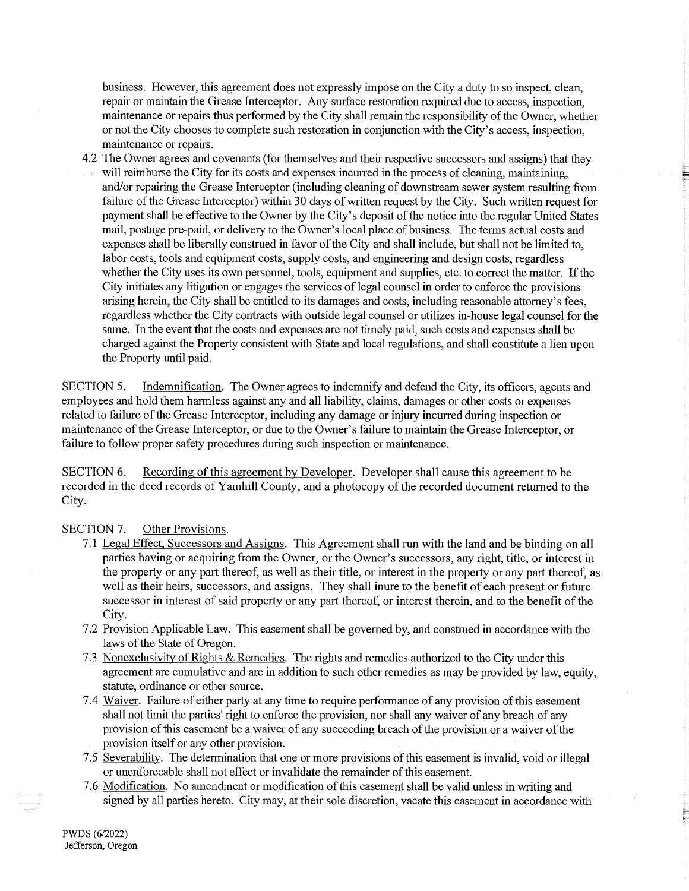business. However, this agreement does not expressly impose on the City a duty to so inspect, clean, repair or maintain the Grease Interceptor. Any surface restoration required due to access, inspection, maintenance or repairs thus performed by the City shall remain the responsibility of the Owner, whether or not the City chooses to complete such restoration in conjunction with the City's access, inspection, maintenance or repairs.

4.2 The Owner agrees and covenants (for themselves and their respective successors and assigns) that they will reimburse the City for its costs and expenses incurred in the process of cleaning, maintaining, and/or repairing the Grease Interceptor (including cleaning of downstream sewer system resulting from failure of the Grease Interceptor) within 30 days of written request by the City. Such written request for payment shall be effective to the Owner by the City's deposit of the notice into the regular United States mail, postage pre-paid, or delivery to the Owner's local place of business. The terms actual costs and expenses shall be liberally construed in favor of the City and shall include, but shall not be limited to, labor costs, tools and equipment costs, supply costs, and engineering and design costs, regardless whether the City uses its own personnel, tools, equipment and supplies, etc. to correct the matter. If the City initiates any litigation or engages the services of legal counsel in order to enforce the provisions arising herein, the City shall be entitled to its damages and costs, including reasonable attorney's fees, regardless whether the City contracts with outside legal counsel or utilizes in-house legal counsel for the same. In the event that the costs and expenses are not timely paid, such costs and expenses shall be charged against the Property consistent with State and local regulations, and shall constitute a lien upon the Property until paid.

SECTION 5. Indemnification. The Owner agrees to indemnify and defend the City, its officers, agents and employees and hold them harmless against any and all liability, claims, damages or other costs or expenses related to failure of the Grease Interceptor, including any damage or injury incurred during inspection or maintenance of the Grease Interceptor, or due to the Owner's failure to maintain the Grease Interceptor, or failure to follow proper safety procedures during such inspection or maintenance.

SECTION 6. Recording of this agreement by Developer. Developer shall cause this agreement to be recorded in the deed records of Yamhill County, and a photocopy of the recorded document returned to the City.

SECTION 7. Other Provisions.

7.1 Legal Effect, Successors and Assigns. This Agreement shall run with the land and be binding on all parties having or acquiring from the Owner, or the Owner's successors, any right, title, or interest in the property or any part thereof, as well as their title, or interest in the property or any part thereof, as well as their heirs, successors, and assigns. They shall inure to the benefit of each present or future successor in interest of said property or any part thereof, or interest therein, and to the benefit of the City.

7.2 Provision Applicable Law. This easement shall be governed by, and construed in accordance with the laws of the State of Oregon.

7.3 Nonexclusivity of Rights & Remedies. The rights and remedies authorized to the City under this agreement are cumulative and are in addition to such other remedies as may be provided by law, equity, statute, ordinance or other source.

7.4 Waiver. Failure of either party at any time to require performance of any provision of this easement shall not limit the parties' right to enforce the provision, nor shall any waiver of any breach of any provision of this easement be a waiver of any succeeding breach of the provision or a waiver of the provision itself or any other provision.

7.5 Severability. The determination that one or more provisions of this easement is invalid, void or illegal or unenforceable shall not effect or invalidate the remainder of this easement.

7.6 Modification. No amendment or modification of this easement shall be valid unless in writing and signed by all parties hereto. City may, at their sole discretion, vacate this easement in accordance with

PWDS (6/2022)
Jefferson, Oregon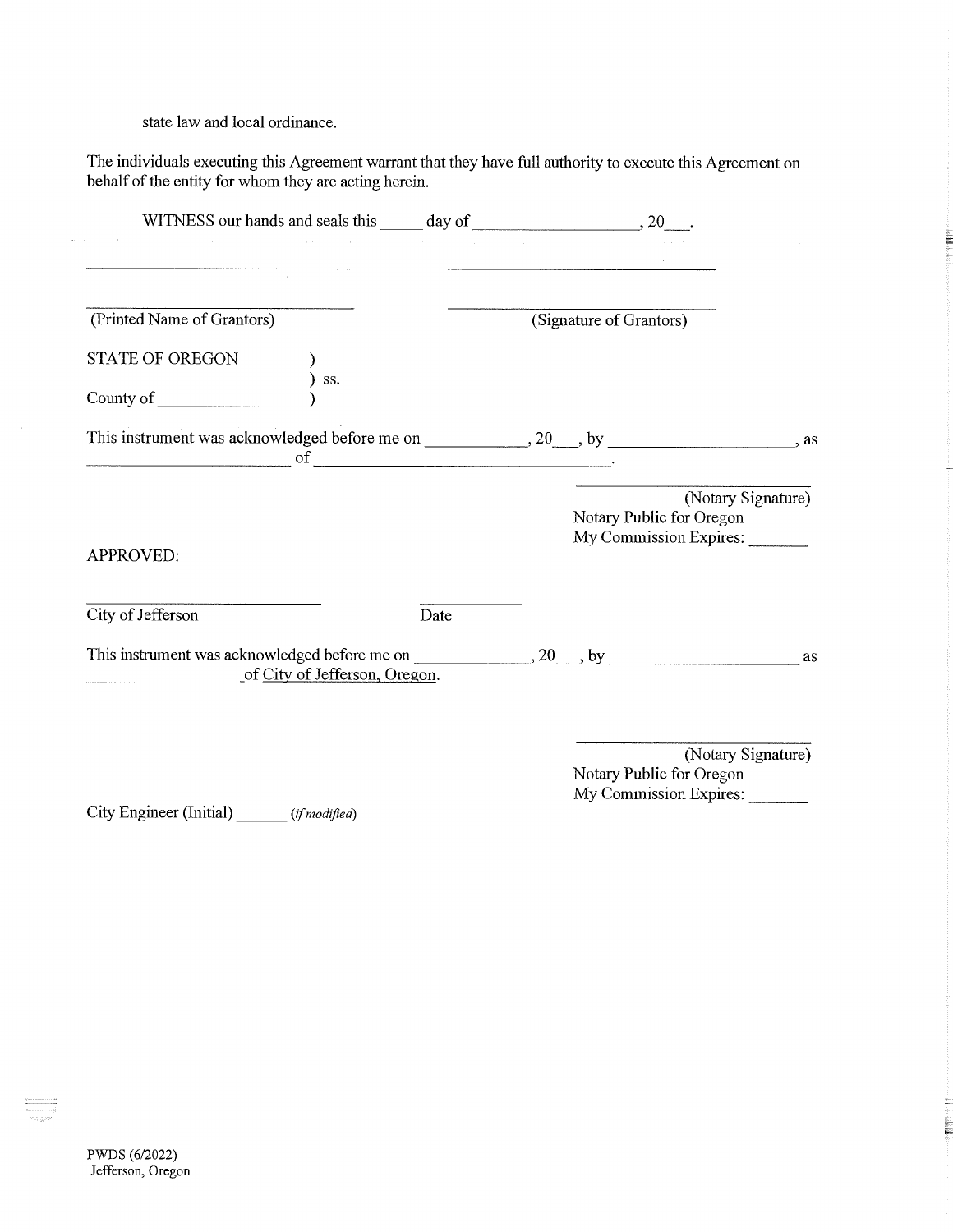state law and local ordinance.

The individuals executing this Agreement warrant that they have full authority to execute this Agreement on behalf of the entity for whom they are acting herein.

WITNESS our hands and seals this _____ day of ___________________, 20___.

_________________________________ _________________________________

_________________________________ _________________________________

(Printed Name of Grantors) (Signature of Grantors)

STATE OF OREGON )
) ss.
County of _______________ )

This instrument was acknowledged before me on ___________, 20___, by _____________________, as _______________________ of ___________________________________.

_________________________
(Notary Signature)
Notary Public for Oregon
My Commission Expires: _______

APPROVED:

_________________________ ___________

City of Jefferson Date

This instrument was acknowledged before me on _____________, 20___, by _____________________ as _________________of City of Jefferson, Oregon.

_________________________
(Notary Signature)
Notary Public for Oregon
My Commission Expires: _______

City Engineer (Initial) ______ *(if modified)*

PWDS (6/2022)
Jefferson, Oregon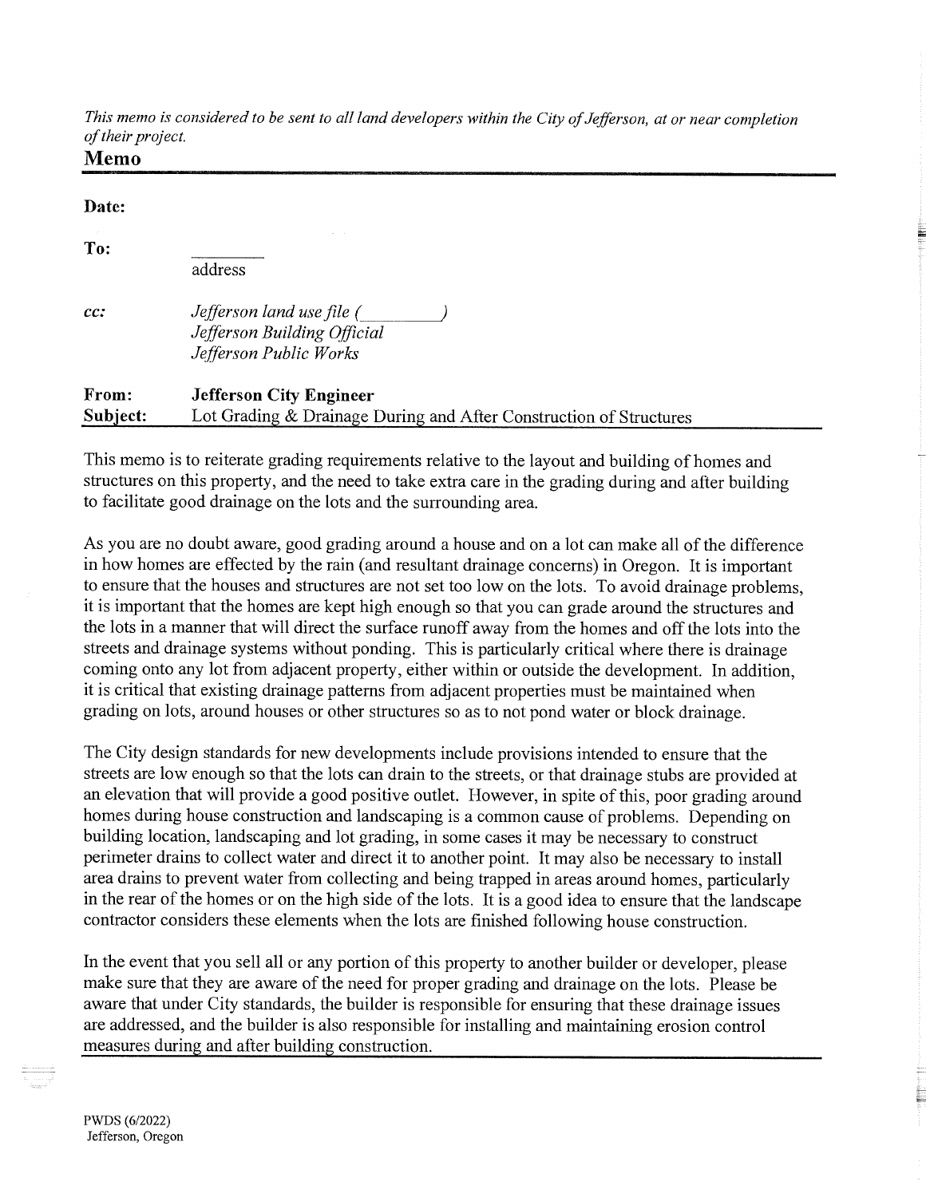*This memo is considered to be sent to all land developers within the City of Jefferson, at or near completion of their project.*

# Memo

**Date:**

**To:** ________
address

***cc:*** *Jefferson land use file (________)*
*Jefferson Building Official*
*Jefferson Public Works*

**From:** **Jefferson City Engineer**
**Subject:** Lot Grading & Drainage During and After Construction of Structures

This memo is to reiterate grading requirements relative to the layout and building of homes and structures on this property, and the need to take extra care in the grading during and after building to facilitate good drainage on the lots and the surrounding area.

As you are no doubt aware, good grading around a house and on a lot can make all of the difference in how homes are effected by the rain (and resultant drainage concerns) in Oregon. It is important to ensure that the houses and structures are not set too low on the lots. To avoid drainage problems, it is important that the homes are kept high enough so that you can grade around the structures and the lots in a manner that will direct the surface runoff away from the homes and off the lots into the streets and drainage systems without ponding. This is particularly critical where there is drainage coming onto any lot from adjacent property, either within or outside the development. In addition, it is critical that existing drainage patterns from adjacent properties must be maintained when grading on lots, around houses or other structures so as to not pond water or block drainage.

The City design standards for new developments include provisions intended to ensure that the streets are low enough so that the lots can drain to the streets, or that drainage stubs are provided at an elevation that will provide a good positive outlet. However, in spite of this, poor grading around homes during house construction and landscaping is a common cause of problems. Depending on building location, landscaping and lot grading, in some cases it may be necessary to construct perimeter drains to collect water and direct it to another point. It may also be necessary to install area drains to prevent water from collecting and being trapped in areas around homes, particularly in the rear of the homes or on the high side of the lots. It is a good idea to ensure that the landscape contractor considers these elements when the lots are finished following house construction.

In the event that you sell all or any portion of this property to another builder or developer, please make sure that they are aware of the need for proper grading and drainage on the lots. Please be aware that under City standards, the builder is responsible for ensuring that these drainage issues are addressed, and the builder is also responsible for installing and maintaining erosion control measures during and after building construction.

PWDS (6/2022)
Jefferson, Oregon